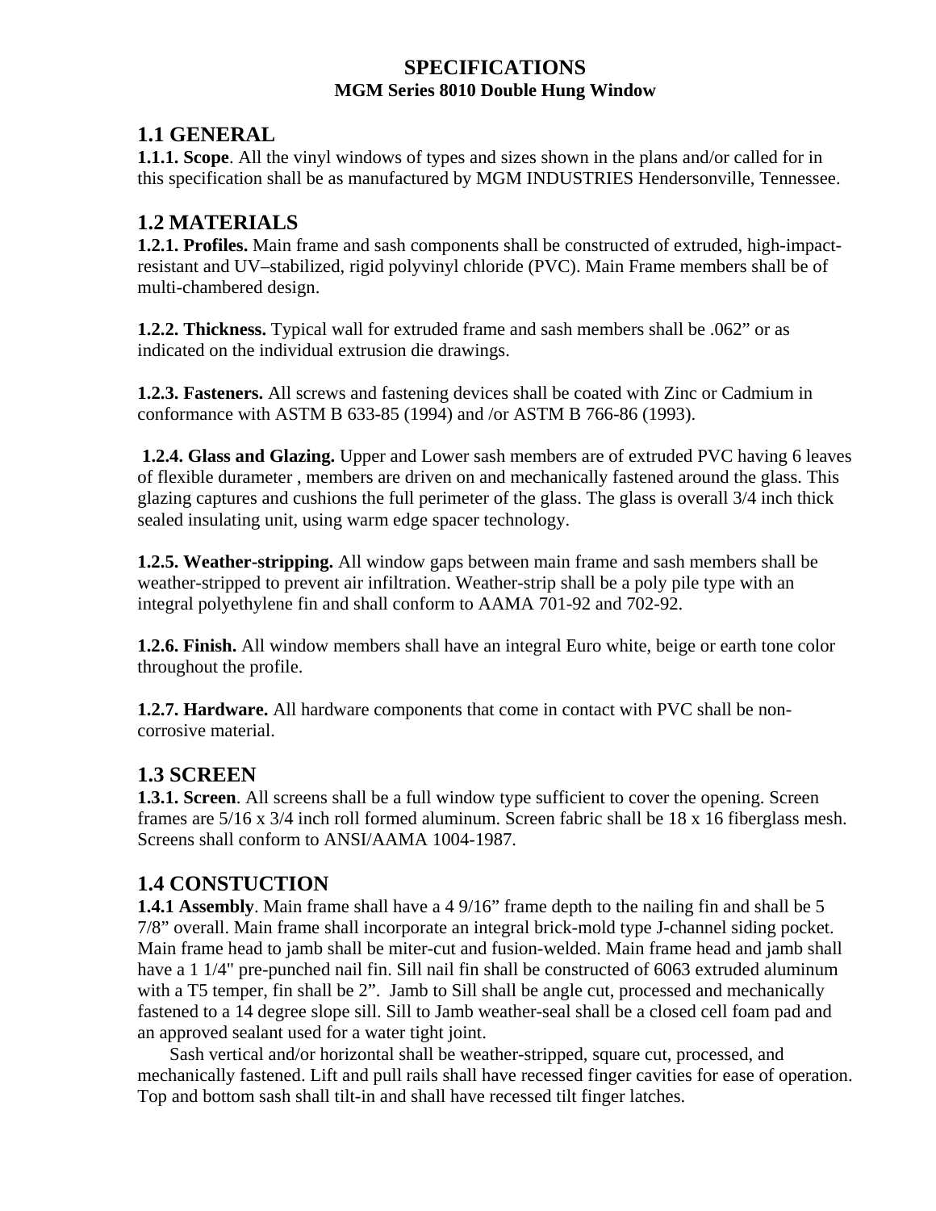# SPECIFICATIONS

**MGM Series 8010 Double Hung Window**

## 1.1 GENERAL

**1.1.1. Scope**. All the vinyl windows of types and sizes shown in the plans and/or called for in this specification shall be as manufactured by MGM INDUSTRIES Hendersonville, Tennessee.

## 1.2 MATERIALS

**1.2.1. Profiles.** Main frame and sash components shall be constructed of extruded, high-impact-resistant and UV–stabilized, rigid polyvinyl chloride (PVC). Main Frame members shall be of multi-chambered design.

**1.2.2. Thickness.** Typical wall for extruded frame and sash members shall be .062" or as indicated on the individual extrusion die drawings.

**1.2.3. Fasteners.** All screws and fastening devices shall be coated with Zinc or Cadmium in conformance with ASTM B 633-85 (1994) and /or ASTM B 766-86 (1993).

**1.2.4. Glass and Glazing.** Upper and Lower sash members are of extruded PVC having 6 leaves of flexible durameter , members are driven on and mechanically fastened around the glass. This glazing captures and cushions the full perimeter of the glass. The glass is overall 3/4 inch thick sealed insulating unit, using warm edge spacer technology.

**1.2.5. Weather-stripping.** All window gaps between main frame and sash members shall be weather-stripped to prevent air infiltration. Weather-strip shall be a poly pile type with an integral polyethylene fin and shall conform to AAMA 701-92 and 702-92.

**1.2.6. Finish.** All window members shall have an integral Euro white, beige or earth tone color throughout the profile.

**1.2.7. Hardware.** All hardware components that come in contact with PVC shall be non-corrosive material.

## 1.3 SCREEN

**1.3.1. Screen**. All screens shall be a full window type sufficient to cover the opening. Screen frames are 5/16 x 3/4 inch roll formed aluminum. Screen fabric shall be 18 x 16 fiberglass mesh. Screens shall conform to ANSI/AAMA 1004-1987.

## 1.4 CONSTUCTION

**1.4.1 Assembly**. Main frame shall have a 4 9/16" frame depth to the nailing fin and shall be 5 7/8" overall. Main frame shall incorporate an integral brick-mold type J-channel siding pocket. Main frame head to jamb shall be miter-cut and fusion-welded. Main frame head and jamb shall have a 1 1/4" pre-punched nail fin. Sill nail fin shall be constructed of 6063 extruded aluminum with a T5 temper, fin shall be 2". Jamb to Sill shall be angle cut, processed and mechanically fastened to a 14 degree slope sill. Sill to Jamb weather-seal shall be a closed cell foam pad and an approved sealant used for a water tight joint.

Sash vertical and/or horizontal shall be weather-stripped, square cut, processed, and mechanically fastened. Lift and pull rails shall have recessed finger cavities for ease of operation. Top and bottom sash shall tilt-in and shall have recessed tilt finger latches.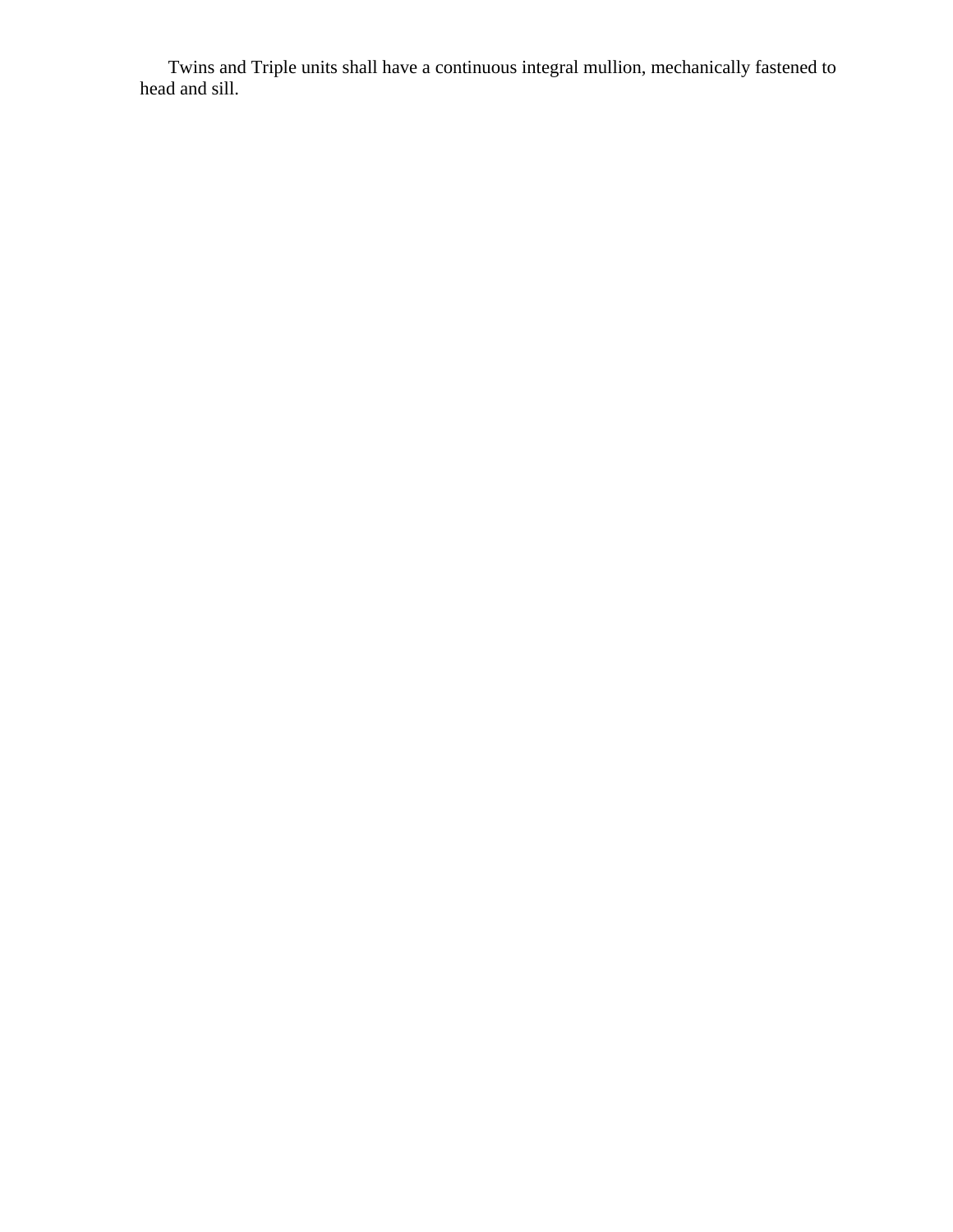Twins and Triple units shall have a continuous integral mullion, mechanically fastened to head and sill.